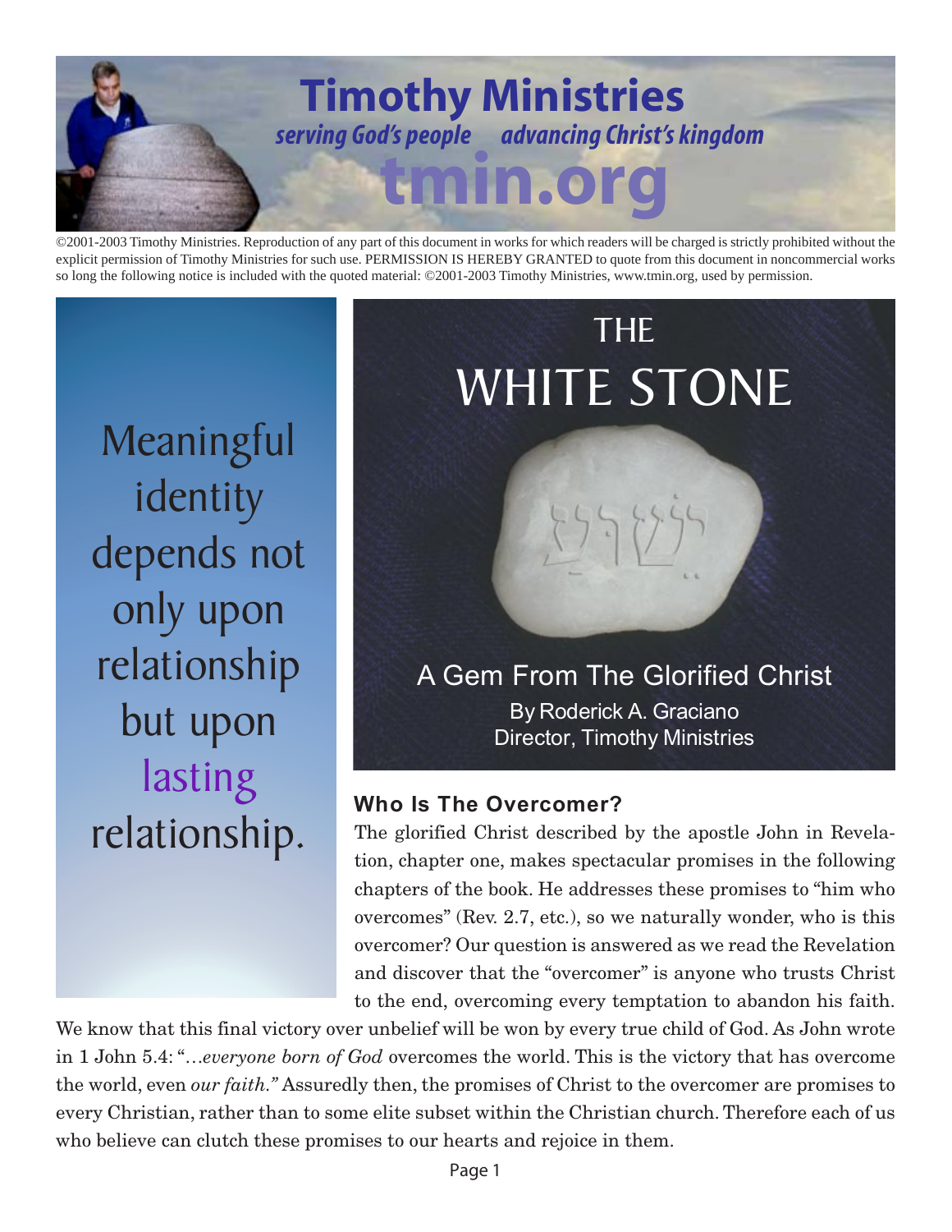# Timothy Ministries

*serving God's people advancing Christ's kingdom*

**tmin.org**

©2001-2003 Timothy Ministries. Reproduction of any part of this document in works for which readers will be charged is strictly prohibited without the explicit permission of Timothy Ministries for such use. PERMISSION IS HEREBY GRANTED to quote from this document in noncommercial works so long the following notice is included with the quoted material: ©2001-2003 Timothy Ministries, www.tmin.org, used by permission.

# THE WHITE STONE

## A Gem From The Glorified Christ

By Roderick A. Graciano
Director, Timothy Ministries

> Meaningful identity depends not only upon relationship but upon lasting relationship.

### Who Is The Overcomer?

The glorified Christ described by the apostle John in Revelation, chapter one, makes spectacular promises in the following chapters of the book. He addresses these promises to "him who overcomes" (Rev. 2.7, etc.), so we naturally wonder, who is this overcomer? Our question is answered as we read the Revelation and discover that the "overcomer" is anyone who trusts Christ to the end, overcoming every temptation to abandon his faith. We know that this final victory over unbelief will be won by every true child of God. As John wrote in 1 John 5.4: "…*everyone born of God* overcomes the world. This is the victory that has overcome the world, even *our faith."* Assuredly then, the promises of Christ to the overcomer are promises to every Christian, rather than to some elite subset within the Christian church. Therefore each of us who believe can clutch these promises to our hearts and rejoice in them.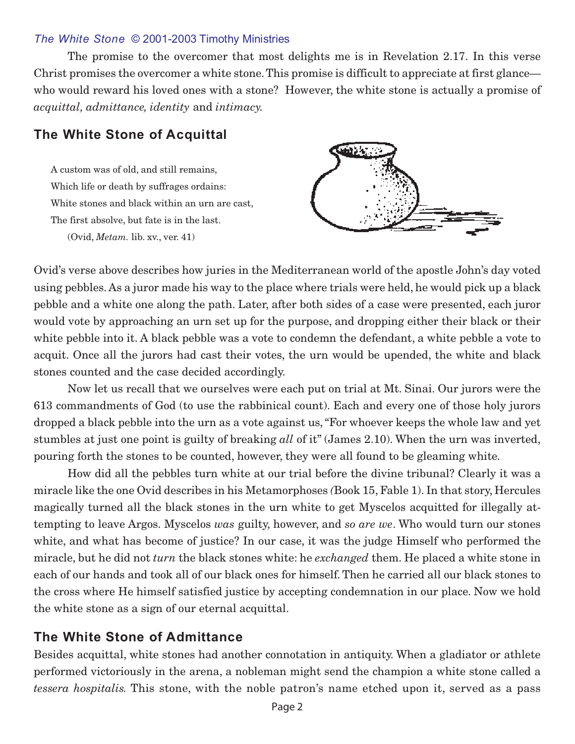*The White Stone* © 2001-2003 Timothy Ministries

The promise to the overcomer that most delights me is in Revelation 2.17. In this verse Christ promises the overcomer a white stone. This promise is difficult to appreciate at first glance—who would reward his loved ones with a stone? However, the white stone is actually a promise of *acquittal, admittance, identity* and *intimacy.*

## The White Stone of Acquittal

> A custom was of old, and still remains,
> Which life or death by suffrages ordains:
> White stones and black within an urn are cast,
> The first absolve, but fate is in the last.
> (Ovid, *Metam.* lib. xv., ver. 41)

Ovid's verse above describes how juries in the Mediterranean world of the apostle John's day voted using pebbles. As a juror made his way to the place where trials were held, he would pick up a black pebble and a white one along the path. Later, after both sides of a case were presented, each juror would vote by approaching an urn set up for the purpose, and dropping either their black or their white pebble into it. A black pebble was a vote to condemn the defendant, a white pebble a vote to acquit. Once all the jurors had cast their votes, the urn would be upended, the white and black stones counted and the case decided accordingly.

Now let us recall that we ourselves were each put on trial at Mt. Sinai. Our jurors were the 613 commandments of God (to use the rabbinical count). Each and every one of those holy jurors dropped a black pebble into the urn as a vote against us, "For whoever keeps the whole law and yet stumbles at just one point is guilty of breaking *all* of it" (James 2.10). When the urn was inverted, pouring forth the stones to be counted, however, they were all found to be gleaming white.

How did all the pebbles turn white at our trial before the divine tribunal? Clearly it was a miracle like the one Ovid describes in his Metamorphoses (Book 15, Fable 1). In that story, Hercules magically turned all the black stones in the urn white to get Myscelos acquitted for illegally attempting to leave Argos. Myscelos *was* guilty, however, and *so are we*. Who would turn our stones white, and what has become of justice? In our case, it was the judge Himself who performed the miracle, but he did not *turn* the black stones white: he *exchanged* them. He placed a white stone in each of our hands and took all of our black ones for himself. Then he carried all our black stones to the cross where He himself satisfied justice by accepting condemnation in our place. Now we hold the white stone as a sign of our eternal acquittal.

## The White Stone of Admittance

Besides acquittal, white stones had another connotation in antiquity. When a gladiator or athlete performed victoriously in the arena, a nobleman might send the champion a white stone called a *tessera hospitalis.* This stone, with the noble patron's name etched upon it, served as a pass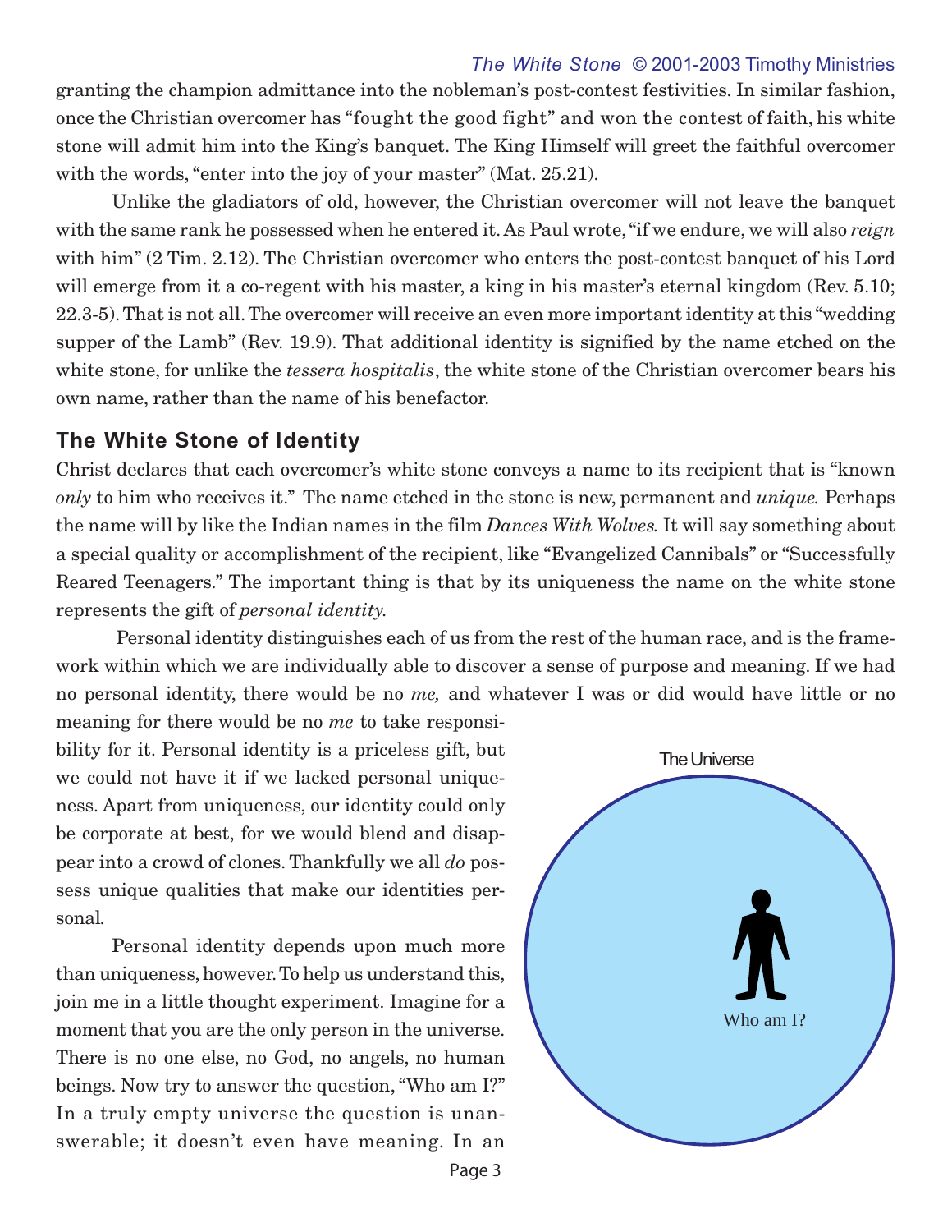granting the champion admittance into the nobleman's post-contest festivities. In similar fashion, once the Christian overcomer has "fought the good fight" and won the contest of faith, his white stone will admit him into the King's banquet. The King Himself will greet the faithful overcomer with the words, "enter into the joy of your master" (Mat. 25.21).

Unlike the gladiators of old, however, the Christian overcomer will not leave the banquet with the same rank he possessed when he entered it. As Paul wrote, "if we endure, we will also *reign* with him" (2 Tim. 2.12). The Christian overcomer who enters the post-contest banquet of his Lord will emerge from it a co-regent with his master, a king in his master's eternal kingdom (Rev. 5.10; 22.3-5). That is not all. The overcomer will receive an even more important identity at this "wedding supper of the Lamb" (Rev. 19.9). That additional identity is signified by the name etched on the white stone, for unlike the *tessera hospitalis*, the white stone of the Christian overcomer bears his own name, rather than the name of his benefactor.

## The White Stone of Identity

Christ declares that each overcomer's white stone conveys a name to its recipient that is "known *only* to him who receives it." The name etched in the stone is new, permanent and *unique.* Perhaps the name will by like the Indian names in the film *Dances With Wolves.* It will say something about a special quality or accomplishment of the recipient, like "Evangelized Cannibals" or "Successfully Reared Teenagers." The important thing is that by its uniqueness the name on the white stone represents the gift of *personal identity.*

Personal identity distinguishes each of us from the rest of the human race, and is the framework within which we are individually able to discover a sense of purpose and meaning. If we had no personal identity, there would be no *me,* and whatever I was or did would have little or no meaning for there would be no *me* to take responsibility for it. Personal identity is a priceless gift, but we could not have it if we lacked personal uniqueness. Apart from uniqueness, our identity could only be corporate at best, for we would blend and disappear into a crowd of clones. Thankfully we all *do* possess unique qualities that make our identities personal.

The Universe

Who am I?

Personal identity depends upon much more than uniqueness, however. To help us understand this, join me in a little thought experiment. Imagine for a moment that you are the only person in the universe. There is no one else, no God, no angels, no human beings. Now try to answer the question, "Who am I?" In a truly empty universe the question is unanswerable; it doesn't even have meaning. In an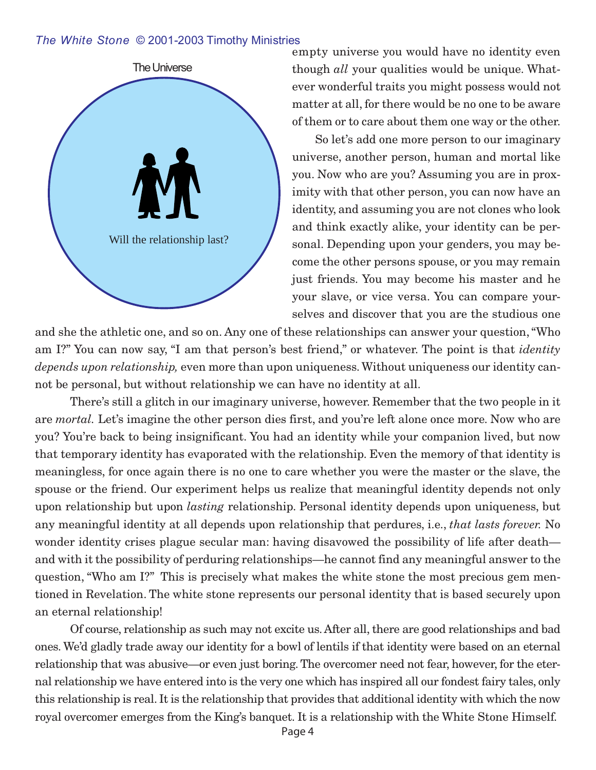The Universe

Will the relationship last?

empty universe you would have no identity even though *all* your qualities would be unique. Whatever wonderful traits you might possess would not matter at all, for there would be no one to be aware of them or to care about them one way or the other.

So let's add one more person to our imaginary universe, another person, human and mortal like you. Now who are you? Assuming you are in proximity with that other person, you can now have an identity, and assuming you are not clones who look and think exactly alike, your identity can be personal. Depending upon your genders, you may become the other persons spouse, or you may remain just friends. You may become his master and he your slave, or vice versa. You can compare yourselves and discover that you are the studious one and she the athletic one, and so on. Any one of these relationships can answer your question, "Who am I?" You can now say, "I am that person's best friend," or whatever. The point is that *identity depends upon relationship,* even more than upon uniqueness. Without uniqueness our identity cannot be personal, but without relationship we can have no identity at all.

There's still a glitch in our imaginary universe, however. Remember that the two people in it are *mortal.* Let's imagine the other person dies first, and you're left alone once more. Now who are you? You're back to being insignificant. You had an identity while your companion lived, but now that temporary identity has evaporated with the relationship. Even the memory of that identity is meaningless, for once again there is no one to care whether you were the master or the slave, the spouse or the friend. Our experiment helps us realize that meaningful identity depends not only upon relationship but upon *lasting* relationship. Personal identity depends upon uniqueness, but any meaningful identity at all depends upon relationship that perdures, i.e., *that lasts forever.* No wonder identity crises plague secular man: having disavowed the possibility of life after death—and with it the possibility of perduring relationships—he cannot find any meaningful answer to the question, "Who am I?" This is precisely what makes the white stone the most precious gem mentioned in Revelation. The white stone represents our personal identity that is based securely upon an eternal relationship!

Of course, relationship as such may not excite us. After all, there are good relationships and bad ones. We'd gladly trade away our identity for a bowl of lentils if that identity were based on an eternal relationship that was abusive—or even just boring. The overcomer need not fear, however, for the eternal relationship we have entered into is the very one which has inspired all our fondest fairy tales, only this relationship is real. It is the relationship that provides that additional identity with which the now royal overcomer emerges from the King's banquet. It is a relationship with the White Stone Himself.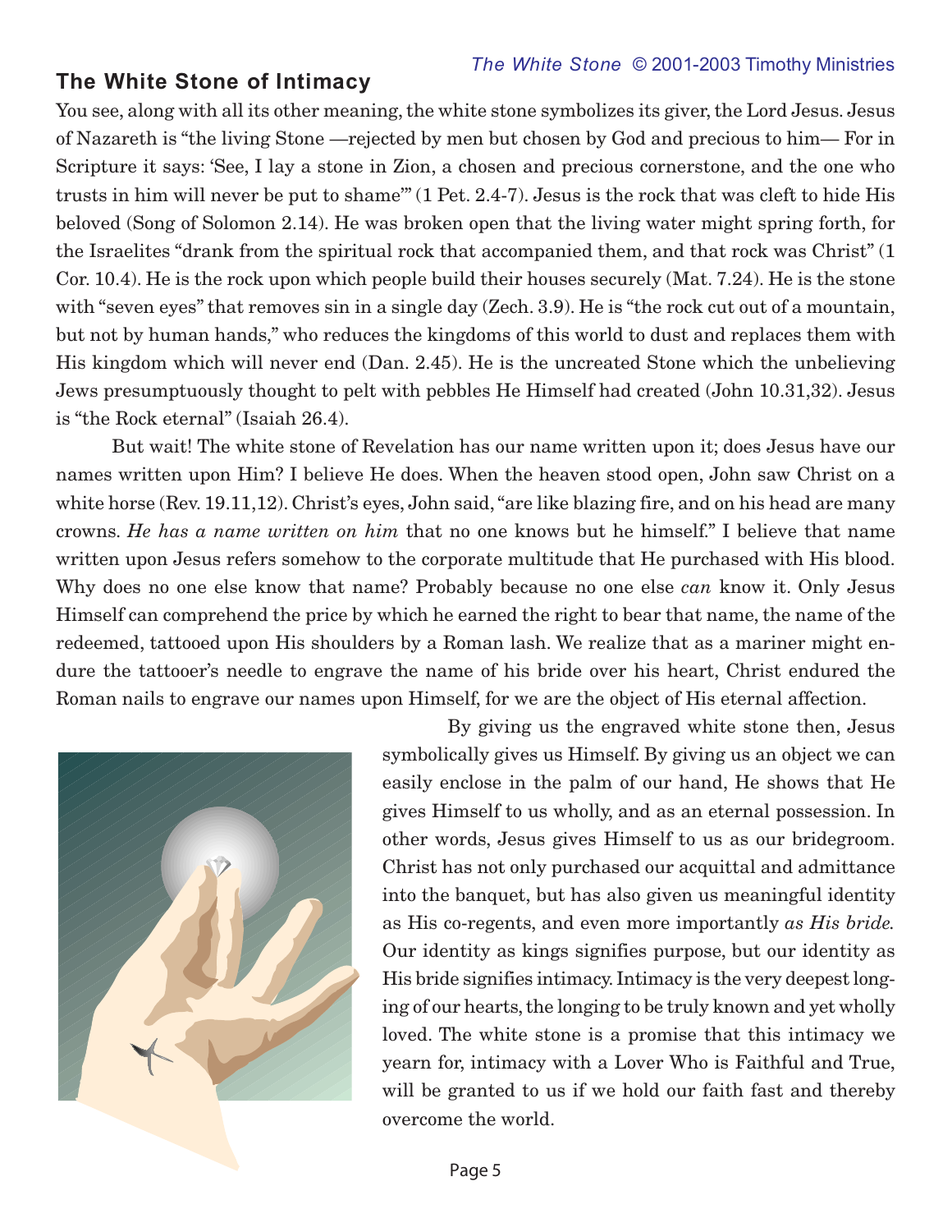## The White Stone of Intimacy

You see, along with all its other meaning, the white stone symbolizes its giver, the Lord Jesus. Jesus of Nazareth is "the living Stone —rejected by men but chosen by God and precious to him— For in Scripture it says: 'See, I lay a stone in Zion, a chosen and precious cornerstone, and the one who trusts in him will never be put to shame'" (1 Pet. 2.4-7). Jesus is the rock that was cleft to hide His beloved (Song of Solomon 2.14). He was broken open that the living water might spring forth, for the Israelites "drank from the spiritual rock that accompanied them, and that rock was Christ" (1 Cor. 10.4). He is the rock upon which people build their houses securely (Mat. 7.24). He is the stone with "seven eyes" that removes sin in a single day (Zech. 3.9). He is "the rock cut out of a mountain, but not by human hands," who reduces the kingdoms of this world to dust and replaces them with His kingdom which will never end (Dan. 2.45). He is the uncreated Stone which the unbelieving Jews presumptuously thought to pelt with pebbles He Himself had created (John 10.31,32). Jesus is "the Rock eternal" (Isaiah 26.4).

But wait! The white stone of Revelation has our name written upon it; does Jesus have our names written upon Him? I believe He does. When the heaven stood open, John saw Christ on a white horse (Rev. 19.11,12). Christ's eyes, John said, "are like blazing fire, and on his head are many crowns. *He has a name written on him* that no one knows but he himself." I believe that name written upon Jesus refers somehow to the corporate multitude that He purchased with His blood. Why does no one else know that name? Probably because no one else *can* know it. Only Jesus Himself can comprehend the price by which he earned the right to bear that name, the name of the redeemed, tattooed upon His shoulders by a Roman lash. We realize that as a mariner might endure the tattooer's needle to engrave the name of his bride over his heart, Christ endured the Roman nails to engrave our names upon Himself, for we are the object of His eternal affection.

By giving us the engraved white stone then, Jesus symbolically gives us Himself. By giving us an object we can easily enclose in the palm of our hand, He shows that He gives Himself to us wholly, and as an eternal possession. In other words, Jesus gives Himself to us as our bridegroom. Christ has not only purchased our acquittal and admittance into the banquet, but has also given us meaningful identity as His co-regents, and even more importantly *as His bride.* Our identity as kings signifies purpose, but our identity as His bride signifies intimacy. Intimacy is the very deepest longing of our hearts, the longing to be truly known and yet wholly loved. The white stone is a promise that this intimacy we yearn for, intimacy with a Lover Who is Faithful and True, will be granted to us if we hold our faith fast and thereby overcome the world.